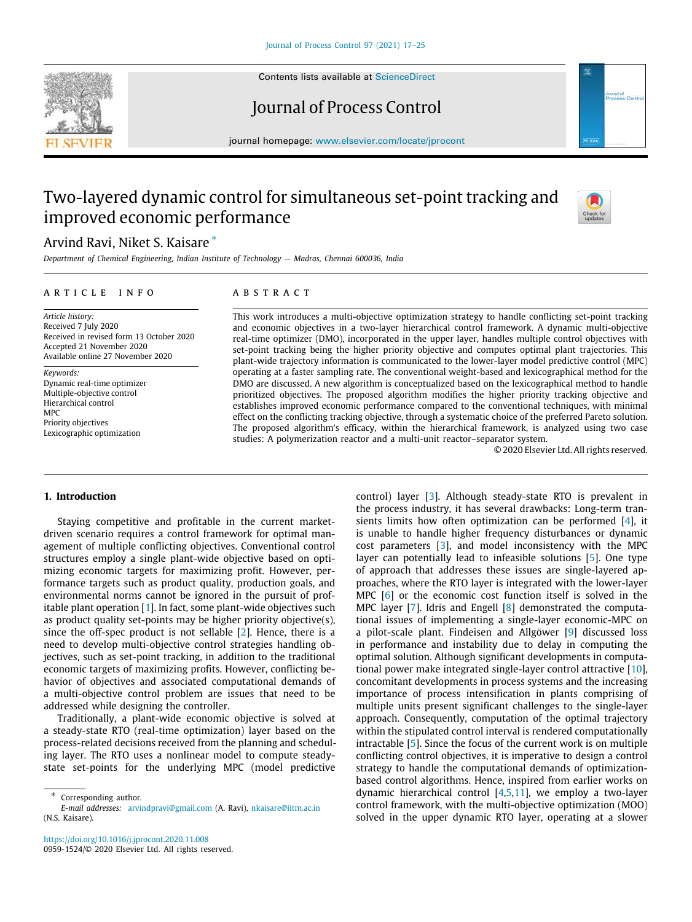# Two-layered dynamic control for simultaneous set-point tracking and improved economic performance

Arvind Ravi, Niket S. Kaisare *

*Department of Chemical Engineering, Indian Institute of Technology — Madras, Chennai 600036, India*

## ARTICLE INFO

*Article history:*
Received 7 July 2020
Received in revised form 13 October 2020
Accepted 21 November 2020
Available online 27 November 2020

*Keywords:*
Dynamic real-time optimizer
Multiple-objective control
Hierarchical control
MPC
Priority objectives
Lexicographic optimization

## ABSTRACT

This work introduces a multi-objective optimization strategy to handle conflicting set-point tracking and economic objectives in a two-layer hierarchical control framework. A dynamic multi-objective real-time optimizer (DMO), incorporated in the upper layer, handles multiple control objectives with set-point tracking being the higher priority objective and computes optimal plant trajectories. This plant-wide trajectory information is communicated to the lower-layer model predictive control (MPC) operating at a faster sampling rate. The conventional weight-based and lexicographical method for the DMO are discussed. A new algorithm is conceptualized based on the lexicographical method to handle prioritized objectives. The proposed algorithm modifies the higher priority tracking objective and establishes improved economic performance compared to the conventional techniques, with minimal effect on the conflicting tracking objective, through a systematic choice of the preferred Pareto solution. The proposed algorithm's efficacy, within the hierarchical framework, is analyzed using two case studies: A polymerization reactor and a multi-unit reactor–separator system.

© 2020 Elsevier Ltd. All rights reserved.

## 1. Introduction

Staying competitive and profitable in the current market-driven scenario requires a control framework for optimal management of multiple conflicting objectives. Conventional control structures employ a single plant-wide objective based on optimizing economic targets for maximizing profit. However, performance targets such as product quality, production goals, and environmental norms cannot be ignored in the pursuit of profitable plant operation [1]. In fact, some plant-wide objectives such as product quality set-points may be higher priority objective(s), since the off-spec product is not sellable [2]. Hence, there is a need to develop multi-objective control strategies handling objectives, such as set-point tracking, in addition to the traditional economic targets of maximizing profits. However, conflicting behavior of objectives and associated computational demands of a multi-objective control problem are issues that need to be addressed while designing the controller.

Traditionally, a plant-wide economic objective is solved at a steady-state RTO (real-time optimization) layer based on the process-related decisions received from the planning and scheduling layer. The RTO uses a nonlinear model to compute steady-state set-points for the underlying MPC (model predictive control) layer [3]. Although steady-state RTO is prevalent in the process industry, it has several drawbacks: Long-term transients limits how often optimization can be performed [4], it is unable to handle higher frequency disturbances or dynamic cost parameters [3], and model inconsistency with the MPC layer can potentially lead to infeasible solutions [5]. One type of approach that addresses these issues are single-layered approaches, where the RTO layer is integrated with the lower-layer MPC [6] or the economic cost function itself is solved in the MPC layer [7]. Idris and Engell [8] demonstrated the computational issues of implementing a single-layer economic-MPC on a pilot-scale plant. Findeisen and Allgöwer [9] discussed loss in performance and instability due to delay in computing the optimal solution. Although significant developments in computational power make integrated single-layer control attractive [10], concomitant developments in process systems and the increasing importance of process intensification in plants comprising of multiple units present significant challenges to the single-layer approach. Consequently, computation of the optimal trajectory within the stipulated control interval is rendered computationally intractable [5]. Since the focus of the current work is on multiple conflicting control objectives, it is imperative to design a control strategy to handle the computational demands of optimization-based control algorithms. Hence, inspired from earlier works on dynamic hierarchical control [4,5,11], we employ a two-layer control framework, with the multi-objective optimization (MOO) solved in the upper dynamic RTO layer, operating at a slower

* Corresponding author.
*E-mail addresses:* arvindpravi@gmail.com (A. Ravi), nkaisare@iitm.ac.in (N.S. Kaisare).

https://doi.org/10.1016/j.jprocont.2020.11.008
0959-1524/© 2020 Elsevier Ltd. All rights reserved.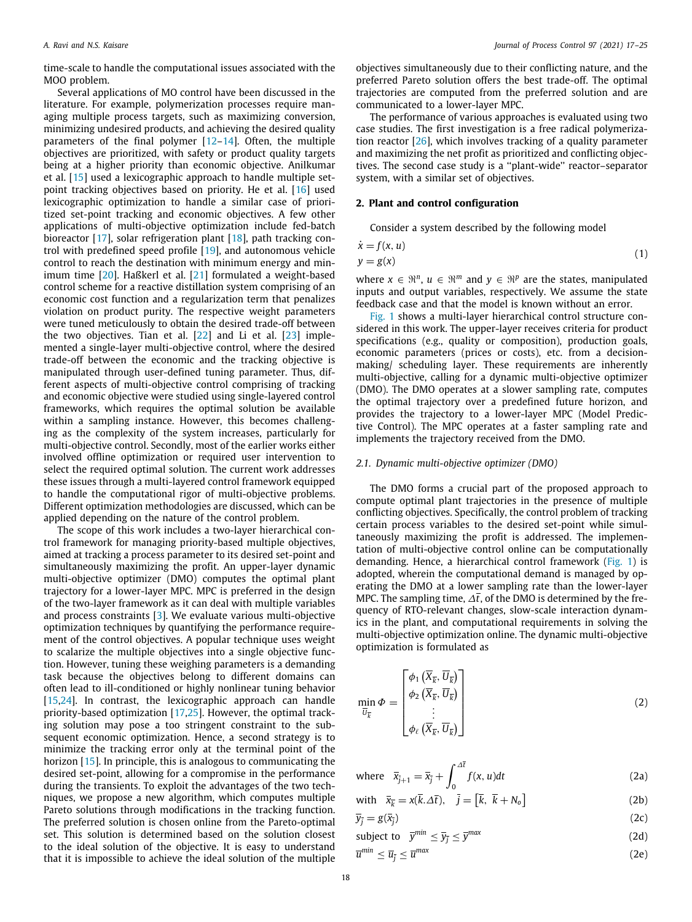time-scale to handle the computational issues associated with the MOO problem.

Several applications of MO control have been discussed in the literature. For example, polymerization processes require managing multiple process targets, such as maximizing conversion, minimizing undesired products, and achieving the desired quality parameters of the final polymer [12–14]. Often, the multiple objectives are prioritized, with safety or product quality targets being at a higher priority than economic objective. Anilkumar et al. [15] used a lexicographic approach to handle multiple set-point tracking objectives based on priority. He et al. [16] used lexicographic optimization to handle a similar case of prioritized set-point tracking and economic objectives. A few other applications of multi-objective optimization include fed-batch bioreactor [17], solar refrigeration plant [18], path tracking control with predefined speed profile [19], and autonomous vehicle control to reach the destination with minimum energy and minimum time [20]. Haßkerl et al. [21] formulated a weight-based control scheme for a reactive distillation system comprising of an economic cost function and a regularization term that penalizes violation on product purity. The respective weight parameters were tuned meticulously to obtain the desired trade-off between the two objectives. Tian et al. [22] and Li et al. [23] implemented a single-layer multi-objective control, where the desired trade-off between the economic and the tracking objective is manipulated through user-defined tuning parameter. Thus, different aspects of multi-objective control comprising of tracking and economic objective were studied using single-layered control frameworks, which requires the optimal solution be available within a sampling instance. However, this becomes challenging as the complexity of the system increases, particularly for multi-objective control. Secondly, most of the earlier works either involved offline optimization or required user intervention to select the required optimal solution. The current work addresses these issues through a multi-layered control framework equipped to handle the computational rigor of multi-objective problems. Different optimization methodologies are discussed, which can be applied depending on the nature of the control problem.

The scope of this work includes a two-layer hierarchical control framework for managing priority-based multiple objectives, aimed at tracking a process parameter to its desired set-point and simultaneously maximizing the profit. An upper-layer dynamic multi-objective optimizer (DMO) computes the optimal plant trajectory for a lower-layer MPC. MPC is preferred in the design of the two-layer framework as it can deal with multiple variables and process constraints [3]. We evaluate various multi-objective optimization techniques by quantifying the performance requirement of the control objectives. A popular technique uses weight to scalarize the multiple objectives into a single objective function. However, tuning these weighing parameters is a demanding task because the objectives belong to different domains can often lead to ill-conditioned or highly nonlinear tuning behavior [15,24]. In contrast, the lexicographic approach can handle priority-based optimization [17,25]. However, the optimal tracking solution may pose a too stringent constraint to the subsequent economic optimization. Hence, a second strategy is to minimize the tracking error only at the terminal point of the horizon [15]. In principle, this is analogous to communicating the desired set-point, allowing for a compromise in the performance during the transients. To exploit the advantages of the two techniques, we propose a new algorithm, which computes multiple Pareto solutions through modifications in the tracking function. The preferred solution is chosen online from the Pareto-optimal set. This solution is determined based on the solution closest to the ideal solution of the objective. It is easy to understand that it is impossible to achieve the ideal solution of the multiple objectives simultaneously due to their conflicting nature, and the preferred Pareto solution offers the best trade-off. The optimal trajectories are computed from the preferred solution and are communicated to a lower-layer MPC.

The performance of various approaches is evaluated using two case studies. The first investigation is a free radical polymerization reactor [26], which involves tracking of a quality parameter and maximizing the net profit as prioritized and conflicting objectives. The second case study is a ''plant-wide'' reactor–separator system, with a similar set of objectives.

## 2. Plant and control configuration

Consider a system described by the following model

$$\dot{x} = f(x, u)$$
$$y = g(x) \tag{1}$$

where $x \in \Re^n$, $u \in \Re^m$ and $y \in \Re^p$ are the states, manipulated inputs and output variables, respectively. We assume the state feedback case and that the model is known without an error.

Fig. 1 shows a multi-layer hierarchical control structure considered in this work. The upper-layer receives criteria for product specifications (e.g., quality or composition), production goals, economic parameters (prices or costs), etc. from a decision-making/ scheduling layer. These requirements are inherently multi-objective, calling for a dynamic multi-objective optimizer (DMO). The DMO operates at a slower sampling rate, computes the optimal trajectory over a predefined future horizon, and provides the trajectory to a lower-layer MPC (Model Predictive Control). The MPC operates at a faster sampling rate and implements the trajectory received from the DMO.

### 2.1. Dynamic multi-objective optimizer (DMO)

The DMO forms a crucial part of the proposed approach to compute optimal plant trajectories in the presence of multiple conflicting objectives. Specifically, the control problem of tracking certain process variables to the desired set-point while simultaneously maximizing the profit is addressed. The implementation of multi-objective control online can be computationally demanding. Hence, a hierarchical control framework (Fig. 1) is adopted, wherein the computational demand is managed by operating the DMO at a lower sampling rate than the lower-layer MPC. The sampling time, $\Delta\bar{t}$, of the DMO is determined by the frequency of RTO-relevant changes, slow-scale interaction dynamics in the plant, and computational requirements in solving the multi-objective optimization online. The dynamic multi-objective optimization is formulated as

$$\min_{\bar{U}_{\bar{k}}} \Phi = \begin{bmatrix} \phi_1\left(\bar{X}_{\bar{k}}, \bar{U}_{\bar{k}}\right) \\ \phi_2\left(\bar{X}_{\bar{k}}, \bar{U}_{\bar{k}}\right) \\ \vdots \\ \phi_\ell\left(\bar{X}_{\bar{k}}, \bar{U}_{\bar{k}}\right) \end{bmatrix} \tag{2}$$

$$\text{where} \quad \bar{x}_{\bar{j}+1} = \bar{x}_{\bar{j}} + \int_0^{\Delta\bar{t}} f(x, u)dt \tag{2a}$$

$$\text{with} \quad \bar{x}_{\bar{k}} = x(\bar{k}.\Delta\bar{t}), \quad \bar{j} = \left[\bar{k},\ \bar{k} + N_o\right] \tag{2b}$$

$$\bar{y}_{\bar{j}} = g(\bar{x}_{\bar{j}}) \tag{2c}$$

$$\text{subject to} \quad \bar{y}^{min} \le \bar{y}_{\bar{j}} \le \bar{y}^{max} \tag{2d}$$

$$\bar{u}^{min} \le \bar{u}_{\bar{j}} \le \bar{u}^{max} \tag{2e}$$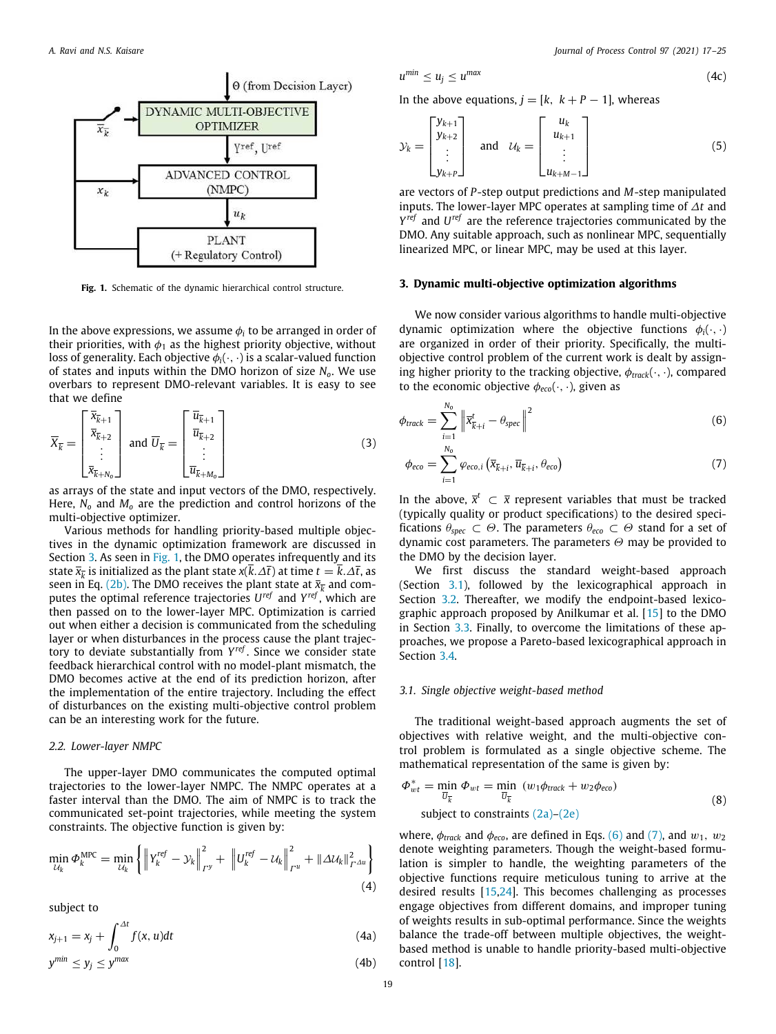Fig. 1. Schematic of the dynamic hierarchical control structure.

In the above expressions, we assume $\phi_i$ to be arranged in order of their priorities, with $\phi_1$ as the highest priority objective, without loss of generality. Each objective $\phi_i(\cdot,\cdot)$ is a scalar-valued function of states and inputs within the DMO horizon of size $N_o$. We use overbars to represent DMO-relevant variables. It is easy to see that we define

$$\overline{X}_{\overline{k}} = \begin{bmatrix} \overline{x}_{\overline{k}+1} \\ \overline{x}_{\overline{k}+2} \\ \vdots \\ \overline{x}_{\overline{k}+N_o} \end{bmatrix} \text{ and } \overline{U}_{\overline{k}} = \begin{bmatrix} \overline{u}_{\overline{k}+1} \\ \overline{u}_{\overline{k}+2} \\ \vdots \\ \overline{u}_{\overline{k}+M_o} \end{bmatrix} \tag{3}$$

as arrays of the state and input vectors of the DMO, respectively. Here, $N_o$ and $M_o$ are the prediction and control horizons of the multi-objective optimizer.

Various methods for handling priority-based multiple objectives in the dynamic optimization framework are discussed in Section 3. As seen in Fig. 1, the DMO operates infrequently and its state $\overline{x}_{\overline{k}}$ is initialized as the plant state $x(\overline{k}.\Delta\overline{t})$ at time $t = \overline{k}.\Delta\overline{t}$, as seen in Eq. (2b). The DMO receives the plant state at $\overline{x}_{\overline{k}}$ and computes the optimal reference trajectories $U^{ref}$ and $Y^{ref}$, which are then passed on to the lower-layer MPC. Optimization is carried out when either a decision is communicated from the scheduling layer or when disturbances in the process cause the plant trajectory to deviate substantially from $Y^{ref}$. Since we consider state feedback hierarchical control with no model-plant mismatch, the DMO becomes active at the end of its prediction horizon, after the implementation of the entire trajectory. Including the effect of disturbances on the existing multi-objective control problem can be an interesting work for the future.

### 2.2. Lower-layer NMPC

The upper-layer DMO communicates the computed optimal trajectories to the lower-layer NMPC. The NMPC operates at a faster interval than the DMO. The aim of NMPC is to track the communicated set-point trajectories, while meeting the system constraints. The objective function is given by:

$$\min_{\mathcal{U}_k} \Phi_k^{\text{MPC}} = \min_{\mathcal{U}_k} \left\{ \left\| Y_k^{ref} - \mathcal{Y}_k \right\|_{\Gamma^y}^2 + \left\| U_k^{ref} - \mathcal{U}_k \right\|_{\Gamma^u}^2 + \left\| \Delta\mathcal{U}_k \right\|_{\Gamma^{\Delta u}}^2 \right\} \tag{4}$$

subject to

$$x_{j+1} = x_j + \int_0^{\Delta t} f(x,u)dt \tag{4a}$$

$$y^{min} \le y_j \le y^{max} \tag{4b}$$

$$u^{min} \le u_j \le u^{max} \tag{4c}$$

In the above equations, $j = [k,\ k+P-1]$, whereas

$$\mathcal{Y}_k = \begin{bmatrix} y_{k+1} \\ y_{k+2} \\ \vdots \\ y_{k+P} \end{bmatrix} \text{ and } \mathcal{U}_k = \begin{bmatrix} u_k \\ u_{k+1} \\ \vdots \\ u_{k+M-1} \end{bmatrix} \tag{5}$$

are vectors of $P$-step output predictions and $M$-step manipulated inputs. The lower-layer MPC operates at sampling time of $\Delta t$ and $Y^{ref}$ and $U^{ref}$ are the reference trajectories communicated by the DMO. Any suitable approach, such as nonlinear MPC, sequentially linearized MPC, or linear MPC, may be used at this layer.

## 3. Dynamic multi-objective optimization algorithms

We now consider various algorithms to handle multi-objective dynamic optimization where the objective functions $\phi_i(\cdot,\cdot)$ are organized in order of their priority. Specifically, the multi-objective control problem of the current work is dealt by assigning higher priority to the tracking objective, $\phi_{track}(\cdot,\cdot)$, compared to the economic objective $\phi_{eco}(\cdot,\cdot)$, given as

$$\phi_{track} = \sum_{i=1}^{N_o} \left\| \overline{x}_{\overline{k}+i}^t - \theta_{spec} \right\|^2 \tag{6}$$

$$\phi_{eco} = \sum_{i=1}^{N_o} \varphi_{eco,i}\left(\overline{x}_{\overline{k}+i}, \overline{u}_{\overline{k}+i}, \theta_{eco}\right) \tag{7}$$

In the above, $\overline{x}^t \subset \overline{x}$ represent variables that must be tracked (typically quality or product specifications) to the desired specifications $\theta_{spec} \subset \Theta$. The parameters $\theta_{eco} \subset \Theta$ stand for a set of dynamic cost parameters. The parameters $\Theta$ may be provided to the DMO by the decision layer.

We first discuss the standard weight-based approach (Section 3.1), followed by the lexicographical approach in Section 3.2. Thereafter, we modify the endpoint-based lexicographic approach proposed by Anilkumar et al. [15] to the DMO in Section 3.3. Finally, to overcome the limitations of these approaches, we propose a Pareto-based lexicographical approach in Section 3.4.

### 3.1. Single objective weight-based method

The traditional weight-based approach augments the set of objectives with relative weight, and the multi-objective control problem is formulated as a single objective scheme. The mathematical representation of the same is given by:

$$\Phi_{wt}^* = \min_{\overline{U}_{\overline{k}}} \Phi_{wt} = \min_{\overline{U}_{\overline{k}}} \ (w_1\phi_{track} + w_2\phi_{eco}) \tag{8}$$

subject to constraints (2a)–(2e)

where, $\phi_{track}$ and $\phi_{eco}$, are defined in Eqs. (6) and (7), and $w_1,\ w_2$ denote weighting parameters. Though the weight-based formulation is simpler to handle, the weighting parameters of the objective functions require meticulous tuning to arrive at the desired results [15,24]. This becomes challenging as processes engage objectives from different domains, and improper tuning of weights results in sub-optimal performance. Since the weights balance the trade-off between multiple objectives, the weight-based method is unable to handle priority-based multi-objective control [18].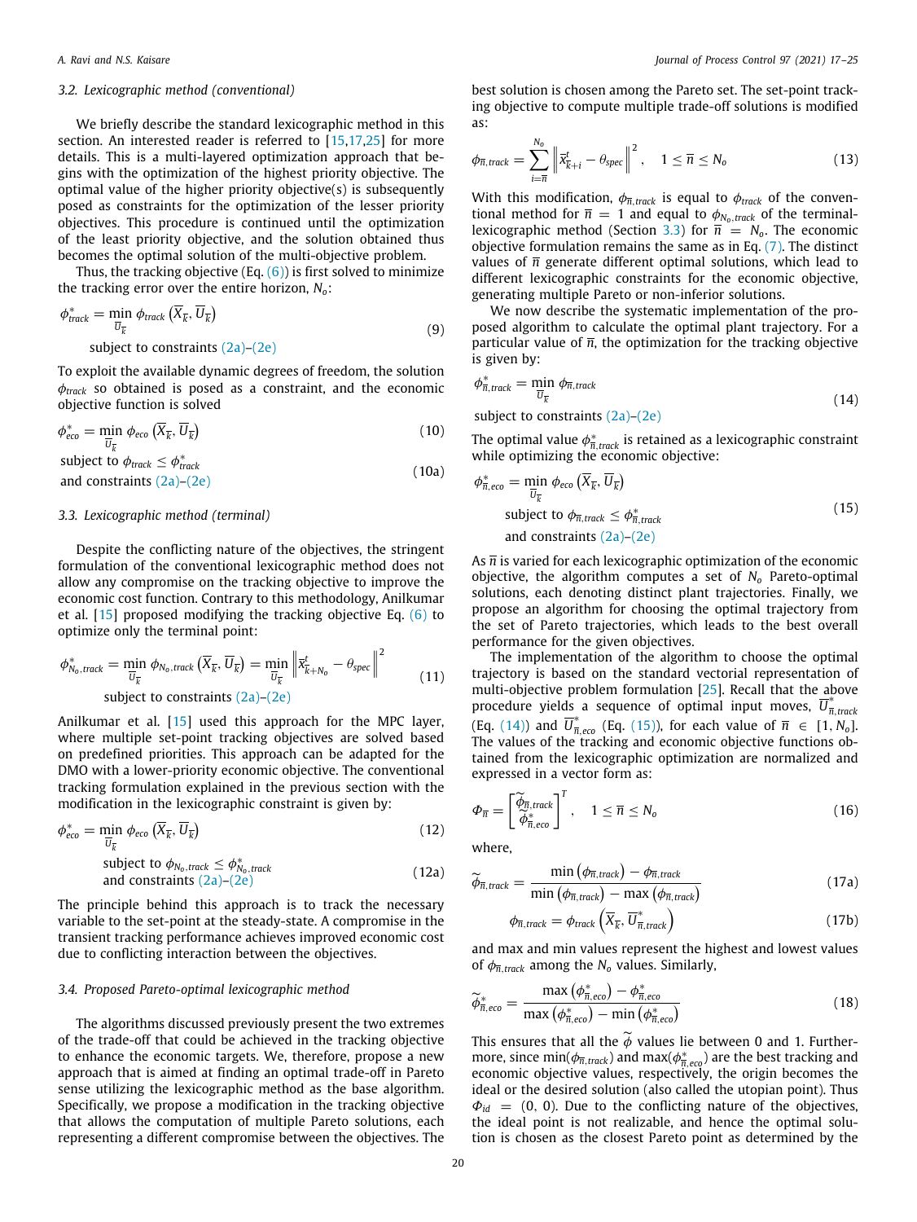### 3.2. Lexicographic method (conventional)

We briefly describe the standard lexicographic method in this section. An interested reader is referred to [15,17,25] for more details. This is a multi-layered optimization approach that begins with the optimization of the highest priority objective. The optimal value of the higher priority objective(s) is subsequently posed as constraints for the optimization of the lesser priority objectives. This procedure is continued until the optimization of the least priority objective, and the solution obtained thus becomes the optimal solution of the multi-objective problem.

Thus, the tracking objective (Eq. (6)) is first solved to minimize the tracking error over the entire horizon, $N_o$:

$$\phi^*_{track} = \min_{\overline{U}_{\overline{k}}} \phi_{track}\left(\overline{X}_{\overline{k}}, \overline{U}_{\overline{k}}\right) \quad \text{subject to constraints (2a)–(2e)} \tag{9}$$

To exploit the available dynamic degrees of freedom, the solution $\phi_{track}$ so obtained is posed as a constraint, and the economic objective function is solved

$$\phi^*_{eco} = \min_{\overline{U}_{\overline{k}}} \phi_{eco}\left(\overline{X}_{\overline{k}}, \overline{U}_{\overline{k}}\right) \tag{10}$$

$$\text{subject to } \phi_{track} \leq \phi^*_{track} \quad \text{and constraints (2a)–(2e)} \tag{10a}$$

### 3.3. Lexicographic method (terminal)

Despite the conflicting nature of the objectives, the stringent formulation of the conventional lexicographic method does not allow any compromise on the tracking objective to improve the economic cost function. Contrary to this methodology, Anilkumar et al. [15] proposed modifying the tracking objective Eq. (6) to optimize only the terminal point:

$$\phi^*_{N_o,track} = \min_{\overline{U}_{\overline{k}}} \phi_{N_o,track}\left(\overline{X}_{\overline{k}}, \overline{U}_{\overline{k}}\right) = \min_{\overline{U}_{\overline{k}}} \left\| \overline{x}^t_{k+N_o} - \theta_{spec} \right\|^2 \quad \text{subject to constraints (2a)–(2e)} \tag{11}$$

Anilkumar et al. [15] used this approach for the MPC layer, where multiple set-point tracking objectives are solved based on predefined priorities. This approach can be adapted for the DMO with a lower-priority economic objective. The conventional tracking formulation explained in the previous section with the modification in the lexicographic constraint is given by:

$$\phi^*_{eco} = \min_{\overline{U}_{\overline{k}}} \phi_{eco}\left(\overline{X}_{\overline{k}}, \overline{U}_{\overline{k}}\right) \tag{12}$$

$$\text{subject to } \phi_{N_o,track} \leq \phi^*_{N_o,track} \quad \text{and constraints (2a)–(2e)} \tag{12a}$$

The principle behind this approach is to track the necessary variable to the set-point at the steady-state. A compromise in the transient tracking performance achieves improved economic cost due to conflicting interaction between the objectives.

### 3.4. Proposed Pareto-optimal lexicographic method

The algorithms discussed previously present the two extremes of the trade-off that could be achieved in the tracking objective to enhance the economic targets. We, therefore, propose a new approach that is aimed at finding an optimal trade-off in Pareto sense utilizing the lexicographic method as the base algorithm. Specifically, we propose a modification in the tracking objective that allows the computation of multiple Pareto solutions, each representing a different compromise between the objectives. The best solution is chosen among the Pareto set. The set-point tracking objective to compute multiple trade-off solutions is modified as:

$$\phi_{\overline{n},track} = \sum_{i=\overline{n}}^{N_o} \left\| \overline{x}^t_{k+i} - \theta_{spec} \right\|^2, \quad 1 \leq \overline{n} \leq N_o \tag{13}$$

With this modification, $\phi_{\overline{n},track}$ is equal to $\phi_{track}$ of the conventional method for $\overline{n} = 1$ and equal to $\phi_{N_o,track}$ of the terminal-lexicographic method (Section 3.3) for $\overline{n} = N_o$. The economic objective formulation remains the same as in Eq. (7). The distinct values of $\overline{n}$ generate different optimal solutions, which lead to different lexicographic constraints for the economic objective, generating multiple Pareto or non-inferior solutions.

We now describe the systematic implementation of the proposed algorithm to calculate the optimal plant trajectory. For a particular value of $\overline{n}$, the optimization for the tracking objective is given by:

$$\phi^*_{\overline{n},track} = \min_{\overline{U}_{\overline{k}}} \phi_{\overline{n},track} \quad \text{subject to constraints (2a)–(2e)} \tag{14}$$

The optimal value $\phi^*_{\overline{n},track}$ is retained as a lexicographic constraint while optimizing the economic objective:

$$\phi^*_{\overline{n},eco} = \min_{\overline{U}_{\overline{k}}} \phi_{eco}\left(\overline{X}_{\overline{k}}, \overline{U}_{\overline{k}}\right) \quad \text{subject to } \phi_{\overline{n},track} \leq \phi^*_{\overline{n},track} \quad \text{and constraints (2a)–(2e)} \tag{15}$$

As $\overline{n}$ is varied for each lexicographic optimization of the economic objective, the algorithm computes a set of $N_o$ Pareto-optimal solutions, each denoting distinct plant trajectories. Finally, we propose an algorithm for choosing the optimal trajectory from the set of Pareto trajectories, which leads to the best overall performance for the given objectives.

The implementation of the algorithm to choose the optimal trajectory is based on the standard vectorial representation of multi-objective problem formulation [25]. Recall that the above procedure yields a sequence of optimal input moves, $\overline{U}^*_{\overline{n},track}$ (Eq. (14)) and $\overline{U}^*_{\overline{n},eco}$ (Eq. (15)), for each value of $\overline{n} \in [1, N_o]$. The values of the tracking and economic objective functions obtained from the lexicographic optimization are normalized and expressed in a vector form as:

$$\Phi_{\overline{n}} = \begin{bmatrix} \widetilde{\phi}_{\overline{n},track} \\ \widetilde{\phi}^*_{\overline{n},eco} \end{bmatrix}^T, \quad 1 \leq \overline{n} \leq N_o \tag{16}$$

where,

$$\widetilde{\phi}_{\overline{n},track} = \frac{\min\left(\phi_{\overline{n},track}\right) - \phi_{\overline{n},track}}{\min\left(\phi_{\overline{n},track}\right) - \max\left(\phi_{\overline{n},track}\right)} \tag{17a}$$

$$\phi_{\overline{n},track} = \phi_{track}\left(\overline{X}_{\overline{k}}, \overline{U}^*_{\overline{n},track}\right) \tag{17b}$$

and max and min values represent the highest and lowest values of $\phi_{\overline{n},track}$ among the $N_o$ values. Similarly,

$$\widetilde{\phi}^*_{\overline{n},eco} = \frac{\max\left(\phi^*_{\overline{n},eco}\right) - \phi^*_{\overline{n},eco}}{\max\left(\phi^*_{\overline{n},eco}\right) - \min\left(\phi^*_{\overline{n},eco}\right)} \tag{18}$$

This ensures that all the $\widetilde{\phi}$ values lie between 0 and 1. Furthermore, since $\min(\phi_{\overline{n},track})$ and $\max(\phi^*_{\overline{n},eco})$ are the best tracking and economic objective values, respectively, the origin becomes the ideal or the desired solution (also called the utopian point). Thus $\Phi_{id} = (0, 0)$. Due to the conflicting nature of the objectives, the ideal point is not realizable, and hence the optimal solution is chosen as the closest Pareto point as determined by the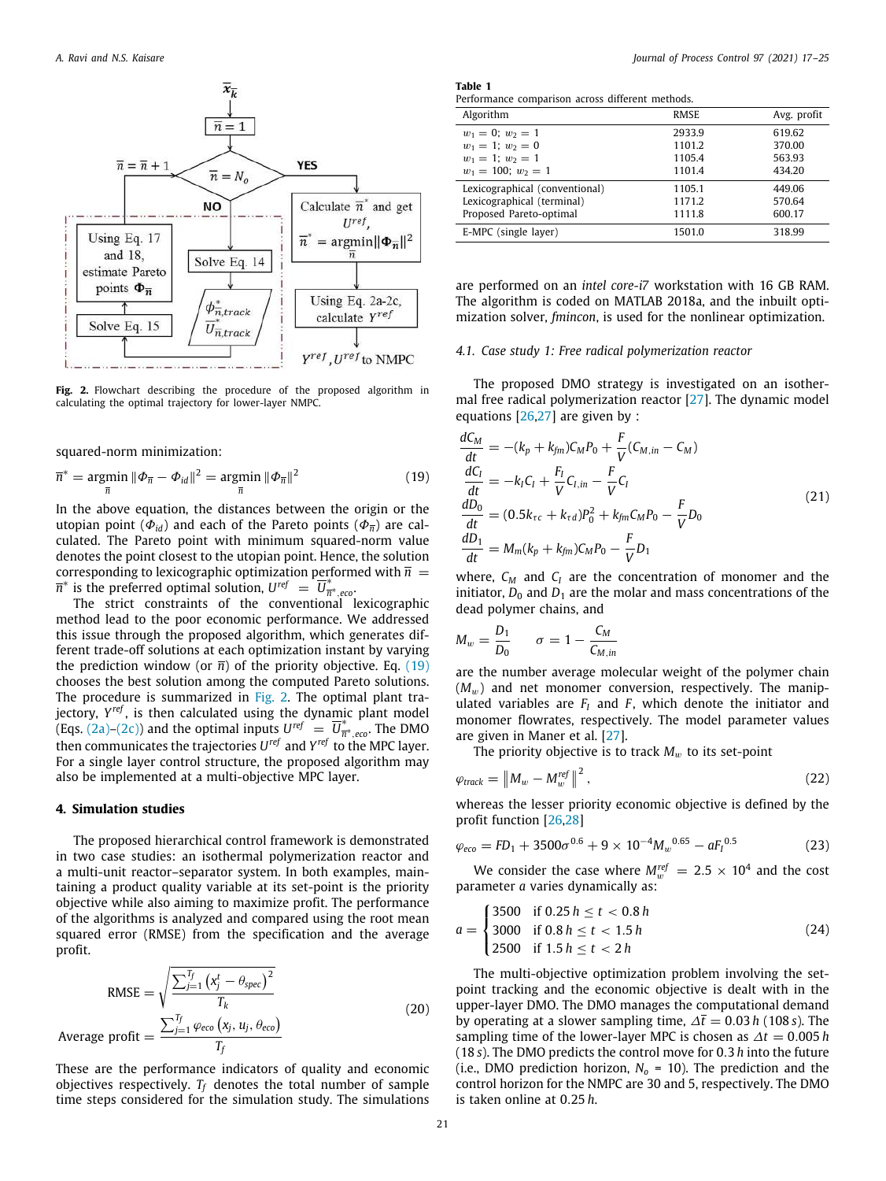Fig. 2. Flowchart describing the procedure of the proposed algorithm in calculating the optimal trajectory for lower-layer NMPC.

squared-norm minimization:

$$\overline{n}^* = \underset{\overline{n}}{\text{argmin}} \left\| \Phi_{\overline{n}} - \Phi_{id} \right\|^2 = \underset{\overline{n}}{\text{argmin}} \left\| \Phi_{\overline{n}} \right\|^2 \tag{19}$$

In the above equation, the distances between the origin or the utopian point ($\Phi_{id}$) and each of the Pareto points ($\Phi_{\overline{n}}$) are calculated. The Pareto point with minimum squared-norm value denotes the point closest to the utopian point. Hence, the solution corresponding to lexicographic optimization performed with $\overline{n} = \overline{n}^*$ is the preferred optimal solution, $U^{ref} = \overline{U}^*_{\overline{n}^*,eco}$.

The strict constraints of the conventional lexicographic method lead to the poor economic performance. We addressed this issue through the proposed algorithm, which generates different trade-off solutions at each optimization instant by varying the prediction window (or $\overline{n}$) of the priority objective. Eq. (19) chooses the best solution among the computed Pareto solutions. The procedure is summarized in Fig. 2. The optimal plant trajectory, $Y^{ref}$, is then calculated using the dynamic plant model (Eqs. (2a)–(2c)) and the optimal inputs $U^{ref} = \overline{U}^*_{\overline{n}^*,eco}$. The DMO then communicates the trajectories $U^{ref}$ and $Y^{ref}$ to the MPC layer. For a single layer control structure, the proposed algorithm may also be implemented at a multi-objective MPC layer.

## 4. Simulation studies

The proposed hierarchical control framework is demonstrated in two case studies: an isothermal polymerization reactor and a multi-unit reactor–separator system. In both examples, maintaining a product quality variable at its set-point is the priority objective while also aiming to maximize profit. The performance of the algorithms is analyzed and compared using the root mean squared error (RMSE) from the specification and the average profit.

$$\text{RMSE} = \sqrt{\frac{\sum_{j=1}^{T_f} \left(x_j^t - \theta_{spec}\right)^2}{T_k}}$$
$$\text{Average profit} = \frac{\sum_{j=1}^{T_f} \varphi_{eco}\left(x_j, u_j, \theta_{eco}\right)}{T_f} \tag{20}$$

These are the performance indicators of quality and economic objectives respectively. $T_f$ denotes the total number of sample time steps considered for the simulation study. The simulations are performed on an *intel core-i7* workstation with 16 GB RAM. The algorithm is coded on MATLAB 2018a, and the inbuilt optimization solver, *fmincon*, is used for the nonlinear optimization.

**Table 1**
Performance comparison across different methods.

| Algorithm | RMSE | Avg. profit |
|---|---|---|
| $w_1 = 0;\ w_2 = 1$ | 2933.9 | 619.62 |
| $w_1 = 1;\ w_2 = 0$ | 1101.2 | 370.00 |
| $w_1 = 1;\ w_2 = 1$ | 1105.4 | 563.93 |
| $w_1 = 100;\ w_2 = 1$ | 1101.4 | 434.20 |
| Lexicographical (conventional) | 1105.1 | 449.06 |
| Lexicographical (terminal) | 1171.2 | 570.64 |
| Proposed Pareto-optimal | 1111.8 | 600.17 |
| E-MPC (single layer) | 1501.0 | 318.99 |

### 4.1. Case study 1: Free radical polymerization reactor

The proposed DMO strategy is investigated on an isothermal free radical polymerization reactor [27]. The dynamic model equations [26,27] are given by :

$$\begin{aligned}
\frac{dC_M}{dt} &= -(k_p + k_{fm})C_M P_0 + \frac{F}{V}(C_{M,in} - C_M)\\
\frac{dC_I}{dt} &= -k_I C_I + \frac{F_I}{V}C_{I,in} - \frac{F}{V}C_I\\
\frac{dD_0}{dt} &= (0.5k_{\tau c} + k_{\tau d})P_0^2 + k_{fm}C_M P_0 - \frac{F}{V}D_0\\
\frac{dD_1}{dt} &= M_m(k_p + k_{fm})C_M P_0 - \frac{F}{V}D_1
\end{aligned} \tag{21}$$

where, $C_M$ and $C_I$ are the concentration of monomer and the initiator, $D_0$ and $D_1$ are the molar and mass concentrations of the dead polymer chains, and

$$M_w = \frac{D_1}{D_0} \qquad \sigma = 1 - \frac{C_M}{C_{M,in}}$$

are the number average molecular weight of the polymer chain ($M_w$) and net monomer conversion, respectively. The manipulated variables are $F_I$ and $F$, which denote the initiator and monomer flowrates, respectively. The model parameter values are given in Maner et al. [27].

The priority objective is to track $M_w$ to its set-point

$$\varphi_{track} = \left\| M_w - M_w^{ref} \right\|^2, \tag{22}$$

whereas the lesser priority economic objective is defined by the profit function [26,28]

$$\varphi_{eco} = FD_1 + 3500\sigma^{0.6} + 9 \times 10^{-4} M_w{}^{0.65} - aF_I{}^{0.5} \tag{23}$$

We consider the case where $M_w^{ref} = 2.5 \times 10^4$ and the cost parameter $a$ varies dynamically as:

$$a = \begin{cases} 3500 & \text{if } 0.25\,h \le t < 0.8\,h \\ 3000 & \text{if } 0.8\,h \le t < 1.5\,h \\ 2500 & \text{if } 1.5\,h \le t < 2\,h \end{cases} \tag{24}$$

The multi-objective optimization problem involving the set-point tracking and the economic objective is dealt with in the upper-layer DMO. The DMO manages the computational demand by operating at a slower sampling time, $\Delta\overline{t} = 0.03\,h$ (108 $s$). The sampling time of the lower-layer MPC is chosen as $\Delta t = 0.005\,h$ (18 $s$). The DMO predicts the control move for 0.3 $h$ into the future (i.e., DMO prediction horizon, $N_o$ = 10). The prediction and the control horizon for the NMPC are 30 and 5, respectively. The DMO is taken online at 0.25 $h$.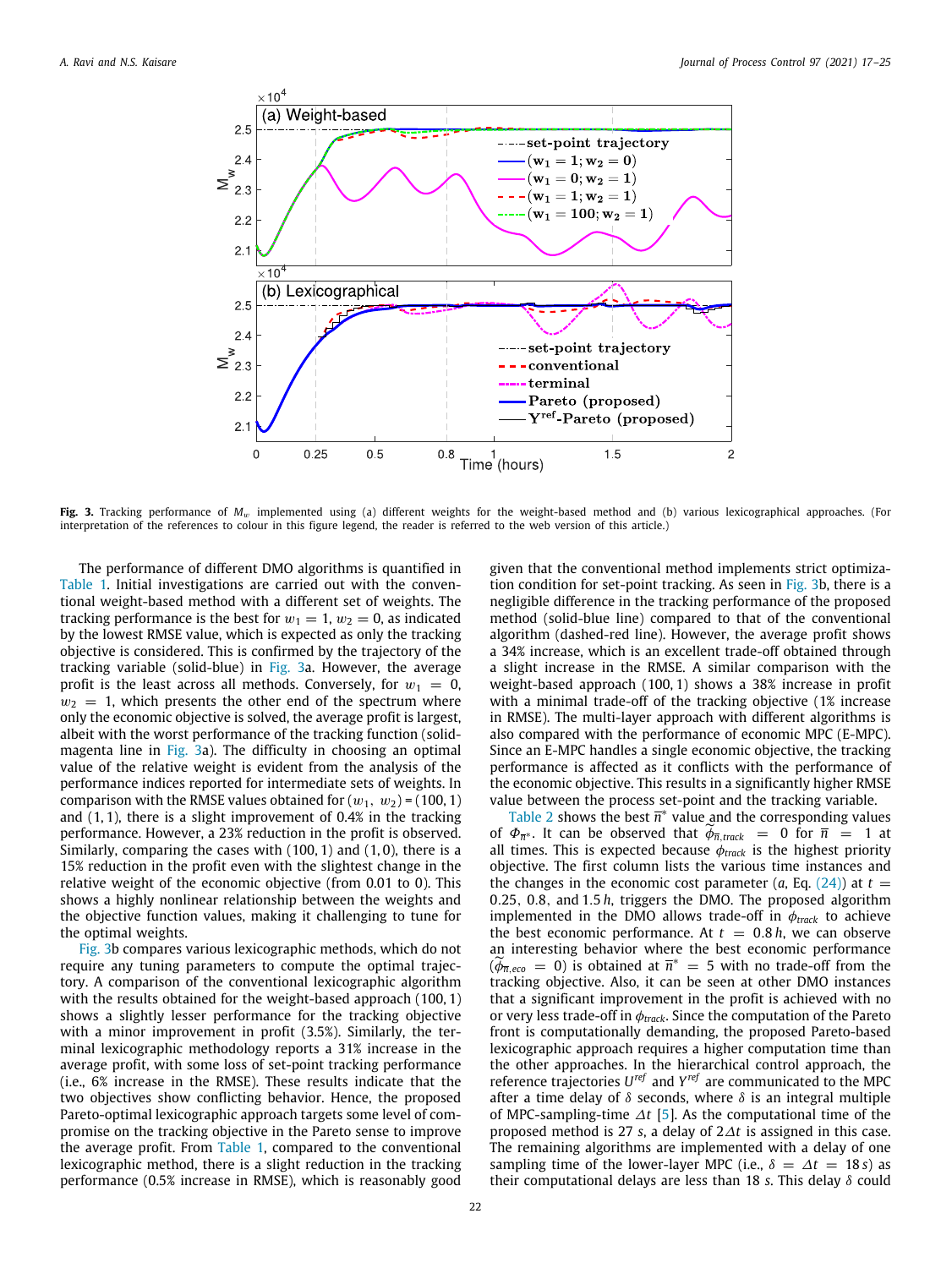**Fig. 3.** Tracking performance of $M_w$ implemented using (a) different weights for the weight-based method and (b) various lexicographical approaches. (For interpretation of the references to colour in this figure legend, the reader is referred to the web version of this article.)

The performance of different DMO algorithms is quantified in Table 1. Initial investigations are carried out with the conventional weight-based method with a different set of weights. The tracking performance is the best for $w_1 = 1$, $w_2 = 0$, as indicated by the lowest RMSE value, which is expected as only the tracking objective is considered. This is confirmed by the trajectory of the tracking variable (solid-blue) in Fig. 3a. However, the average profit is the least across all methods. Conversely, for $w_1 = 0$, $w_2 = 1$, which presents the other end of the spectrum where only the economic objective is solved, the average profit is largest, albeit with the worst performance of the tracking function (solid-magenta line in Fig. 3a). The difficulty in choosing an optimal value of the relative weight is evident from the analysis of the performance indices reported for intermediate sets of weights. In comparison with the RMSE values obtained for $(w_1, w_2) = (100, 1)$ and $(1, 1)$, there is a slight improvement of 0.4% in the tracking performance. However, a 23% reduction in the profit is observed. Similarly, comparing the cases with $(100, 1)$ and $(1, 0)$, there is a 15% reduction in the profit even with the slightest change in the relative weight of the economic objective (from 0.01 to 0). This shows a highly nonlinear relationship between the weights and the objective function values, making it challenging to tune for the optimal weights.

Fig. 3b compares various lexicographic methods, which do not require any tuning parameters to compute the optimal trajectory. A comparison of the conventional lexicographic algorithm with the results obtained for the weight-based approach $(100, 1)$ shows a slightly lesser performance for the tracking objective with a minor improvement in profit (3.5%). Similarly, the terminal lexicographic methodology reports a 31% increase in the average profit, with some loss of set-point tracking performance (i.e., 6% increase in the RMSE). These results indicate that the two objectives show conflicting behavior. Hence, the proposed Pareto-optimal lexicographic approach targets some level of compromise on the tracking objective in the Pareto sense to improve the average profit. From Table 1, compared to the conventional lexicographic method, there is a slight reduction in the tracking performance (0.5% increase in RMSE), which is reasonably good given that the conventional method implements strict optimization condition for set-point tracking. As seen in Fig. 3b, there is a negligible difference in the tracking performance of the proposed method (solid-blue line) compared to that of the conventional algorithm (dashed-red line). However, the average profit shows a 34% increase, which is an excellent trade-off obtained through a slight increase in the RMSE. A similar comparison with the weight-based approach $(100, 1)$ shows a 38% increase in profit with a minimal trade-off of the tracking objective (1% increase in RMSE). The multi-layer approach with different algorithms is also compared with the performance of economic MPC (E-MPC). Since an E-MPC handles a single economic objective, the tracking performance is affected as it conflicts with the performance of the economic objective. This results in a significantly higher RMSE value between the process set-point and the tracking variable.

Table 2 shows the best $\overline{\pi}^*$ value and the corresponding values of $\Phi_{\overline{\pi}^*}$. It can be observed that $\widetilde{\phi}_{\overline{\pi},track} = 0$ for $\overline{\pi} = 1$ at all times. This is expected because $\phi_{track}$ is the highest priority objective. The first column lists the various time instances and the changes in the economic cost parameter ($a$, Eq. (24)) at $t = 0.25$, $0.8$, and $1.5\,h$, triggers the DMO. The proposed algorithm implemented in the DMO allows trade-off in $\phi_{track}$ to achieve the best economic performance. At $t = 0.8\,h$, we can observe an interesting behavior where the best economic performance ($\widetilde{\phi}_{\overline{\pi},eco} = 0$) is obtained at $\overline{\pi}^* = 5$ with no trade-off from the tracking objective. Also, it can be seen at other DMO instances that a significant improvement in the profit is achieved with no or very less trade-off in $\phi_{track}$. Since the computation of the Pareto front is computationally demanding, the proposed Pareto-based lexicographic approach requires a higher computation time than the other approaches. In the hierarchical control approach, the reference trajectories $U^{ref}$ and $Y^{ref}$ are communicated to the MPC after a time delay of $\delta$ seconds, where $\delta$ is an integral multiple of MPC-sampling-time $\Delta t$ [5]. As the computational time of the proposed method is 27 $s$, a delay of $2\Delta t$ is assigned in this case. The remaining algorithms are implemented with a delay of one sampling time of the lower-layer MPC (i.e., $\delta = \Delta t = 18\,s$) as their computational delays are less than 18 $s$. This delay $\delta$ could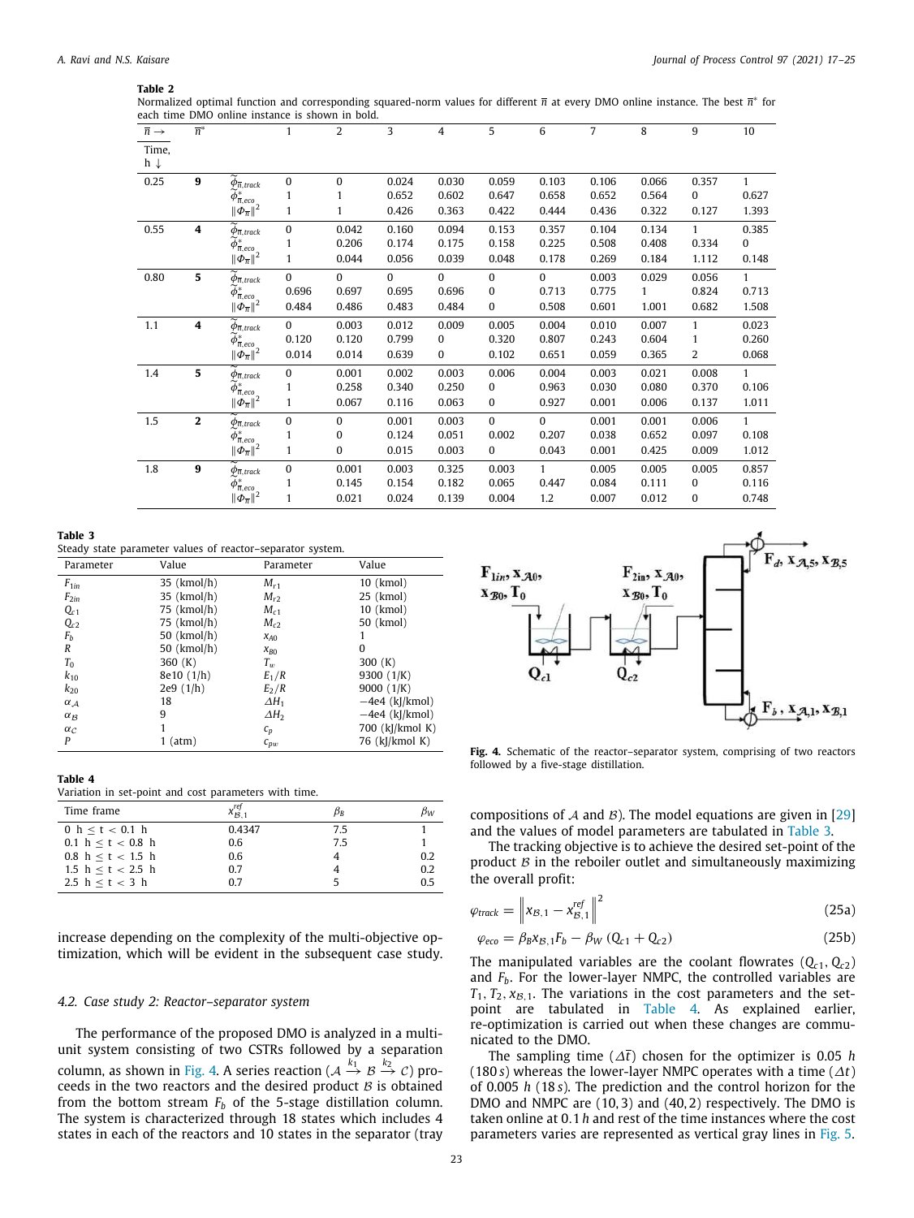**Table 2**
Normalized optimal function and corresponding squared-norm values for different $\bar{n}$ at every DMO online instance. The best $\bar{n}^*$ for each time DMO online instance is shown in bold.

| $\bar{n} \rightarrow$ / Time, h ↓ | $\bar{n}^*$ | | 1 | 2 | 3 | 4 | 5 | 6 | 7 | 8 | 9 | 10 |
|---|---|---|---|---|---|---|---|---|---|---|---|---|
| 0.25 | **9** | $\widetilde{\phi}_{\bar{n},track}$ | 0 | 0 | 0.024 | 0.030 | 0.059 | 0.103 | 0.106 | 0.066 | 0.357 | 1 |
| | | $\widetilde{\phi}^*_{\bar{n},eco}$ | 1 | 1 | 0.652 | 0.602 | 0.647 | 0.658 | 0.652 | 0.564 | 0 | 0.627 |
| | | $\lVert\Phi_{\bar{n}}\rVert^2$ | 1 | 1 | 0.426 | 0.363 | 0.422 | 0.444 | 0.436 | 0.322 | 0.127 | 1.393 |
| 0.55 | **4** | $\widetilde{\phi}_{\bar{n},track}$ | 0 | 0.042 | 0.160 | 0.094 | 0.153 | 0.357 | 0.104 | 0.134 | 1 | 0.385 |
| | | $\widetilde{\phi}^*_{\bar{n},eco}$ | 1 | 0.206 | 0.174 | 0.175 | 0.158 | 0.225 | 0.508 | 0.408 | 0.334 | 0 |
| | | $\lVert\Phi_{\bar{n}}\rVert^2$ | 1 | 0.044 | 0.056 | 0.039 | 0.048 | 0.178 | 0.269 | 0.184 | 1.112 | 0.148 |
| 0.80 | **5** | $\widetilde{\phi}_{\bar{n},track}$ | 0 | 0 | 0 | 0 | 0 | 0 | 0.003 | 0.029 | 0.056 | 1 |
| | | $\widetilde{\phi}^*_{\bar{n},eco}$ | 0.696 | 0.697 | 0.695 | 0.696 | 0 | 0.713 | 0.775 | 1 | 0.824 | 0.713 |
| | | $\lVert\Phi_{\bar{n}}\rVert^2$ | 0.484 | 0.486 | 0.483 | 0.484 | 0 | 0.508 | 0.601 | 1.001 | 0.682 | 1.508 |
| 1.1 | **4** | $\widetilde{\phi}_{\bar{n},track}$ | 0 | 0.003 | 0.012 | 0.009 | 0.005 | 0.004 | 0.010 | 0.007 | 1 | 0.023 |
| | | $\widetilde{\phi}^*_{\bar{n},eco}$ | 0.120 | 0.120 | 0.799 | 0 | 0.320 | 0.807 | 0.243 | 0.604 | 1 | 0.260 |
| | | $\lVert\Phi_{\bar{n}}\rVert^2$ | 0.014 | 0.014 | 0.639 | 0 | 0.102 | 0.651 | 0.059 | 0.365 | 2 | 0.068 |
| 1.4 | **5** | $\widetilde{\phi}_{\bar{n},track}$ | 0 | 0.001 | 0.002 | 0.003 | 0.006 | 0.004 | 0.003 | 0.021 | 0.008 | 1 |
| | | $\widetilde{\phi}^*_{\bar{n},eco}$ | 1 | 0.258 | 0.340 | 0.250 | 0 | 0.963 | 0.030 | 0.080 | 0.370 | 0.106 |
| | | $\lVert\Phi_{\bar{n}}\rVert^2$ | 1 | 0.067 | 0.116 | 0.063 | 0 | 0.927 | 0.001 | 0.006 | 0.137 | 1.011 |
| 1.5 | **2** | $\widetilde{\phi}_{\bar{n},track}$ | 0 | 0 | 0.001 | 0.003 | 0 | 0 | 0.001 | 0.001 | 0.006 | 1 |
| | | $\widetilde{\phi}^*_{\bar{n},eco}$ | 1 | 0 | 0.124 | 0.051 | 0.002 | 0.207 | 0.038 | 0.652 | 0.097 | 0.108 |
| | | $\lVert\Phi_{\bar{n}}\rVert^2$ | 1 | 0 | 0.015 | 0.003 | 0 | 0.043 | 0.001 | 0.425 | 0.009 | 1.012 |
| 1.8 | **9** | $\widetilde{\phi}_{\bar{n},track}$ | 0 | 0.001 | 0.003 | 0.325 | 0.003 | 1 | 0.005 | 0.005 | 0.005 | 0.857 |
| | | $\widetilde{\phi}^*_{\bar{n},eco}$ | 1 | 0.145 | 0.154 | 0.182 | 0.065 | 0.447 | 0.084 | 0.111 | 0 | 0.116 |
| | | $\lVert\Phi_{\bar{n}}\rVert^2$ | 1 | 0.021 | 0.024 | 0.139 | 0.004 | 1.2 | 0.007 | 0.012 | 0 | 0.748 |

**Table 3**
Steady state parameter values of reactor–separator system.

| Parameter | Value | Parameter | Value |
|---|---|---|---|
| $F_{1in}$ | 35 (kmol/h) | $M_{r1}$ | 10 (kmol) |
| $F_{2in}$ | 35 (kmol/h) | $M_{r2}$ | 25 (kmol) |
| $Q_{c1}$ | 75 (kmol/h) | $M_{c1}$ | 10 (kmol) |
| $Q_{c2}$ | 75 (kmol/h) | $M_{c2}$ | 50 (kmol) |
| $F_b$ | 50 (kmol/h) | $x_{A0}$ | 1 |
| $R$ | 50 (kmol/h) | $x_{B0}$ | 0 |
| $T_0$ | 360 (K) | $T_w$ | 300 (K) |
| $k_{10}$ | 8e10 (1/h) | $E_1/R$ | 9300 (1/K) |
| $k_{20}$ | 2e9 (1/h) | $E_2/R$ | 9000 (1/K) |
| $\alpha_{\mathcal{A}}$ | 18 | $\Delta H_1$ | −4e4 (kJ/kmol) |
| $\alpha_{\mathcal{B}}$ | 9 | $\Delta H_2$ | −4e4 (kJ/kmol) |
| $\alpha_{\mathcal{C}}$ | 1 | $c_p$ | 700 (kJ/kmol K) |
| $P$ | 1 (atm) | $c_{pw}$ | 76 (kJ/kmol K) |

**Table 4**
Variation in set-point and cost parameters with time.

| Time frame | $x^{ref}_{\mathcal{B},1}$ | $\beta_{\mathcal{B}}$ | $\beta_W$ |
|---|---|---|---|
| 0 h ≤ t < 0.1 h | 0.4347 | 7.5 | 1 |
| 0.1 h ≤ t < 0.8 h | 0.6 | 7.5 | 1 |
| 0.8 h ≤ t < 1.5 h | 0.6 | 4 | 0.2 |
| 1.5 h ≤ t < 2.5 h | 0.7 | 4 | 0.2 |
| 2.5 h ≤ t < 3 h | 0.7 | 5 | 0.5 |

increase depending on the complexity of the multi-objective optimization, which will be evident in the subsequent case study.

### 4.2. Case study 2: Reactor–separator system

The performance of the proposed DMO is analyzed in a multi-unit system consisting of two CSTRs followed by a separation column, as shown in Fig. 4. A series reaction ($\mathcal{A} \xrightarrow{k_1} \mathcal{B} \xrightarrow{k_2} \mathcal{C}$) proceeds in the two reactors and the desired product $\mathcal{B}$ is obtained from the bottom stream $F_b$ of the 5-stage distillation column. The system is characterized through 18 states which includes 4 states in each of the reactors and 10 states in the separator (tray compositions of $\mathcal{A}$ and $\mathcal{B}$). The model equations are given in [29] and the values of model parameters are tabulated in Table 3.

**Fig. 4.** Schematic of the reactor–separator system, comprising of two reactors followed by a five-stage distillation.

The tracking objective is to achieve the desired set-point of the product $\mathcal{B}$ in the reboiler outlet and simultaneously maximizing the overall profit:

$$\varphi_{track} = \left\| x_{\mathcal{B},1} - x^{ref}_{\mathcal{B},1} \right\|^2 \tag{25a}$$

$$\varphi_{eco} = \beta_{\mathcal{B}} x_{\mathcal{B},1} F_b - \beta_W \left(Q_{c1} + Q_{c2}\right) \tag{25b}$$

The manipulated variables are the coolant flowrates ($Q_{c1}$, $Q_{c2}$) and $F_b$. For the lower-layer NMPC, the controlled variables are $T_1, T_2, x_{\mathcal{B},1}$. The variations in the cost parameters and the set-point are tabulated in Table 4. As explained earlier, re-optimization is carried out when these changes are communicated to the DMO.

The sampling time ($\Delta\bar{t}$) chosen for the optimizer is 0.05 $h$ (180 $s$) whereas the lower-layer NMPC operates with a time ($\Delta t$) of 0.005 $h$ (18 $s$). The prediction and the control horizon for the DMO and NMPC are (10, 3) and (40, 2) respectively. The DMO is taken online at 0.1 $h$ and rest of the time instances where the cost parameters varies are represented as vertical gray lines in Fig. 5.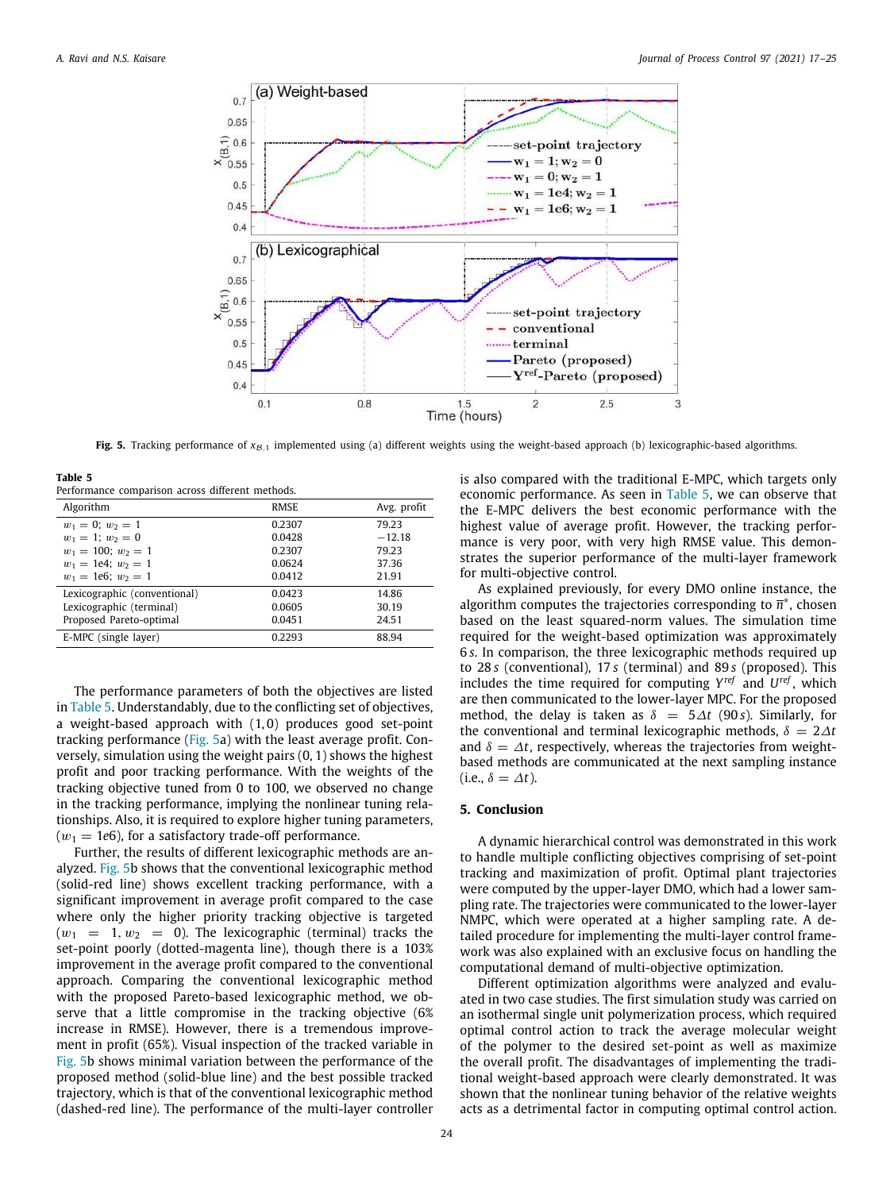**Fig. 5.** Tracking performance of $x_{B,1}$ implemented using (a) different weights using the weight-based approach (b) lexicographic-based algorithms.

**Table 5**
Performance comparison across different methods.

| Algorithm | RMSE | Avg. profit |
|---|---|---|
| $w_1 = 0;\ w_2 = 1$ | 0.2307 | 79.23 |
| $w_1 = 1;\ w_2 = 0$ | 0.0428 | −12.18 |
| $w_1 = 100;\ w_2 = 1$ | 0.2307 | 79.23 |
| $w_1 = 1e4;\ w_2 = 1$ | 0.0624 | 37.36 |
| $w_1 = 1e6;\ w_2 = 1$ | 0.0412 | 21.91 |
| Lexicographic (conventional) | 0.0423 | 14.86 |
| Lexicographic (terminal) | 0.0605 | 30.19 |
| Proposed Pareto-optimal | 0.0451 | 24.51 |
| E-MPC (single layer) | 0.2293 | 88.94 |

The performance parameters of both the objectives are listed in Table 5. Understandably, due to the conflicting set of objectives, a weight-based approach with (1, 0) produces good set-point tracking performance (Fig. 5a) with the least average profit. Conversely, simulation using the weight pairs (0, 1) shows the highest profit and poor tracking performance. With the weights of the tracking objective tuned from 0 to 100, we observed no change in the tracking performance, implying the nonlinear tuning relationships. Also, it is required to explore higher tuning parameters, ($w_1 = 1e6$), for a satisfactory trade-off performance.

Further, the results of different lexicographic methods are analyzed. Fig. 5b shows that the conventional lexicographic method (solid-red line) shows excellent tracking performance, with a significant improvement in average profit compared to the case where only the higher priority tracking objective is targeted ($w_1 = 1, w_2 = 0$). The lexicographic (terminal) tracks the set-point poorly (dotted-magenta line), though there is a 103% improvement in the average profit compared to the conventional approach. Comparing the conventional lexicographic method with the proposed Pareto-based lexicographic method, we observe that a little compromise in the tracking objective (6% increase in RMSE). However, there is a tremendous improvement in profit (65%). Visual inspection of the tracked variable in Fig. 5b shows minimal variation between the performance of the proposed method (solid-blue line) and the best possible tracked trajectory, which is that of the conventional lexicographic method (dashed-red line). The performance of the multi-layer controller is also compared with the traditional E-MPC, which targets only economic performance. As seen in Table 5, we can observe that the E-MPC delivers the best economic performance with the highest value of average profit. However, the tracking performance is very poor, with very high RMSE value. This demonstrates the superior performance of the multi-layer framework for multi-objective control.

As explained previously, for every DMO online instance, the algorithm computes the trajectories corresponding to $\overline{\pi}^*$, chosen based on the least squared-norm values. The simulation time required for the weight-based optimization was approximately 6 *s*. In comparison, the three lexicographic methods required up to 28 *s* (conventional), 17 *s* (terminal) and 89 *s* (proposed). This includes the time required for computing $Y^{ref}$ and $U^{ref}$, which are then communicated to the lower-layer MPC. For the proposed method, the delay is taken as $\delta = 5\Delta t$ (90 *s*). Similarly, for the conventional and terminal lexicographic methods, $\delta = 2\Delta t$ and $\delta = \Delta t$, respectively, whereas the trajectories from weight-based methods are communicated at the next sampling instance (i.e., $\delta = \Delta t$).

## 5. Conclusion

A dynamic hierarchical control was demonstrated in this work to handle multiple conflicting objectives comprising of set-point tracking and maximization of profit. Optimal plant trajectories were computed by the upper-layer DMO, which had a lower sampling rate. The trajectories were communicated to the lower-layer NMPC, which were operated at a higher sampling rate. A detailed procedure for implementing the multi-layer control framework was also explained with an exclusive focus on handling the computational demand of multi-objective optimization.

Different optimization algorithms were analyzed and evaluated in two case studies. The first simulation study was carried on an isothermal single unit polymerization process, which required optimal control action to track the average molecular weight of the polymer to the desired set-point as well as maximize the overall profit. The disadvantages of implementing the traditional weight-based approach were clearly demonstrated. It was shown that the nonlinear tuning behavior of the relative weights acts as a detrimental factor in computing optimal control action.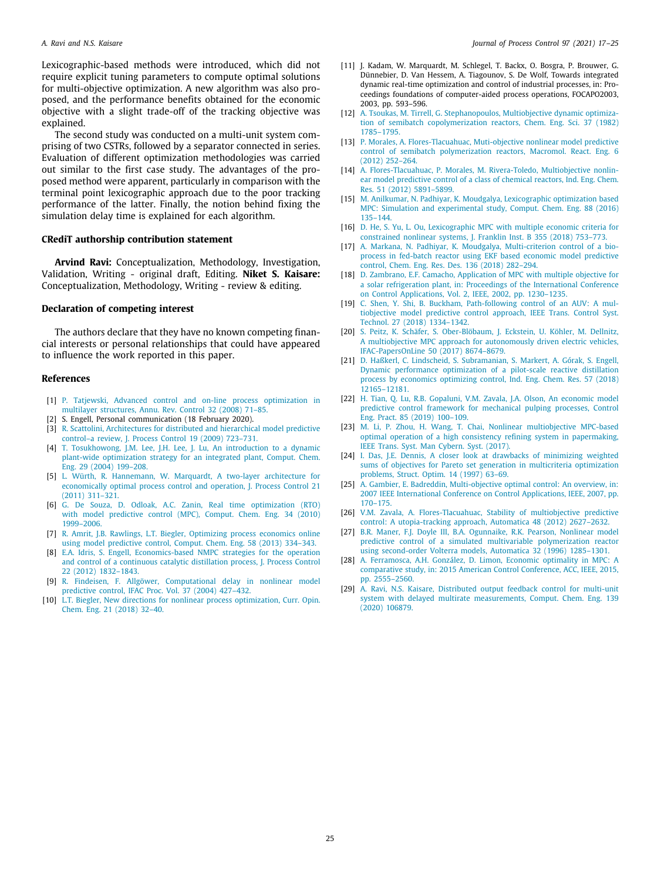Lexicographic-based methods were introduced, which did not require explicit tuning parameters to compute optimal solutions for multi-objective optimization. A new algorithm was also proposed, and the performance benefits obtained for the economic objective with a slight trade-off of the tracking objective was explained.

The second study was conducted on a multi-unit system comprising of two CSTRs, followed by a separator connected in series. Evaluation of different optimization methodologies was carried out similar to the first case study. The advantages of the proposed method were apparent, particularly in comparison with the terminal point lexicographic approach due to the poor tracking performance of the latter. Finally, the notion behind fixing the simulation delay time is explained for each algorithm.

## CRediT authorship contribution statement

**Arvind Ravi:** Conceptualization, Methodology, Investigation, Validation, Writing - original draft, Editing. **Niket S. Kaisare:** Conceptualization, Methodology, Writing - review & editing.

## Declaration of competing interest

The authors declare that they have no known competing financial interests or personal relationships that could have appeared to influence the work reported in this paper.

## References

[1] P. Tatjewski, Advanced control and on-line process optimization in multilayer structures, Annu. Rev. Control 32 (2008) 71–85.

[2] S. Engell, Personal communication (18 February 2020).

[3] R. Scattolini, Architectures for distributed and hierarchical model predictive control–a review, J. Process Control 19 (2009) 723–731.

[4] T. Tosukhowong, J.M. Lee, J.H. Lee, J. Lu, An introduction to a dynamic plant-wide optimization strategy for an integrated plant, Comput. Chem. Eng. 29 (2004) 199–208.

[5] L. Würth, R. Hannemann, W. Marquardt, A two-layer architecture for economically optimal process control and operation, J. Process Control 21 (2011) 311–321.

[6] G. De Souza, D. Odloak, A.C. Zanin, Real time optimization (RTO) with model predictive control (MPC), Comput. Chem. Eng. 34 (2010) 1999–2006.

[7] R. Amrit, J.B. Rawlings, L.T. Biegler, Optimizing process economics online using model predictive control, Comput. Chem. Eng. 58 (2013) 334–343.

[8] E.A. Idris, S. Engell, Economics-based NMPC strategies for the operation and control of a continuous catalytic distillation process, J. Process Control 22 (2012) 1832–1843.

[9] R. Findeisen, F. Allgöwer, Computational delay in nonlinear model predictive control, IFAC Proc. Vol. 37 (2004) 427–432.

[10] L.T. Biegler, New directions for nonlinear process optimization, Curr. Opin. Chem. Eng. 21 (2018) 32–40.

[11] J. Kadam, W. Marquardt, M. Schlegel, T. Backx, O. Bosgra, P. Brouwer, G. Dünnebier, D. Van Hessem, A. Tiagounov, S. De Wolf, Towards integrated dynamic real-time optimization and control of industrial processes, in: Proceedings foundations of computer-aided process operations, FOCAPO2003, 2003, pp. 593–596.

[12] A. Tsoukas, M. Tirrell, G. Stephanopoulos, Multiobjective dynamic optimization of semibatch copolymerization reactors, Chem. Eng. Sci. 37 (1982) 1785–1795.

[13] P. Morales, A. Flores-Tlacuahuac, Muti-objective nonlinear model predictive control of semibatch polymerization reactors, Macromol. React. Eng. 6 (2012) 252–264.

[14] A. Flores-Tlacuahuac, P. Morales, M. Rivera-Toledo, Multiobjective nonlinear model predictive control of a class of chemical reactors, Ind. Eng. Chem. Res. 51 (2012) 5891–5899.

[15] M. Anilkumar, N. Padhiyar, K. Moudgalya, Lexicographic optimization based MPC: Simulation and experimental study, Comput. Chem. Eng. 88 (2016) 135–144.

[16] D. He, S. Yu, L. Ou, Lexicographic MPC with multiple economic criteria for constrained nonlinear systems, J. Franklin Inst. B 355 (2018) 753–773.

[17] A. Markana, N. Padhiyar, K. Moudgalya, Multi-criterion control of a bioprocess in fed-batch reactor using EKF based economic model predictive control, Chem. Eng. Res. Des. 136 (2018) 282–294.

[18] D. Zambrano, E.F. Camacho, Application of MPC with multiple objective for a solar refrigeration plant, in: Proceedings of the International Conference on Control Applications, Vol. 2, IEEE, 2002, pp. 1230–1235.

[19] C. Shen, Y. Shi, B. Buckham, Path-following control of an AUV: A multiobjective model predictive control approach, IEEE Trans. Control Syst. Technol. 27 (2018) 1334–1342.

[20] S. Peitz, K. Schäfer, S. Ober-Blöbaum, J. Eckstein, U. Köhler, M. Dellnitz, A multiobjective MPC approach for autonomously driven electric vehicles, IFAC-PapersOnLine 50 (2017) 8674–8679.

[21] D. Haßkerl, C. Lindscheid, S. Subramanian, S. Markert, A. Górak, S. Engell, Dynamic performance optimization of a pilot-scale reactive distillation process by economics optimizing control, Ind. Eng. Chem. Res. 57 (2018) 12165–12181.

[22] H. Tian, Q. Lu, R.B. Gopaluni, V.M. Zavala, J.A. Olson, An economic model predictive control framework for mechanical pulping processes, Control Eng. Pract. 85 (2019) 100–109.

[23] M. Li, P. Zhou, H. Wang, T. Chai, Nonlinear multiobjective MPC-based optimal operation of a high consistency refining system in papermaking, IEEE Trans. Syst. Man Cybern. Syst. (2017).

[24] I. Das, J.E. Dennis, A closer look at drawbacks of minimizing weighted sums of objectives for Pareto set generation in multicriteria optimization problems, Struct. Optim. 14 (1997) 63–69.

[25] A. Gambier, E. Badreddin, Multi-objective optimal control: An overview, in: 2007 IEEE International Conference on Control Applications, IEEE, 2007, pp. 170–175.

[26] V.M. Zavala, A. Flores-Tlacuahuac, Stability of multiobjective predictive control: A utopia-tracking approach, Automatica 48 (2012) 2627–2632.

[27] B.R. Maner, F.J. Doyle III, B.A. Ogunnaike, R.K. Pearson, Nonlinear model predictive control of a simulated multivariable polymerization reactor using second-order Volterra models, Automatica 32 (1996) 1285–1301.

[28] A. Ferramosca, A.H. González, D. Limon, Economic optimality in MPC: A comparative study, in: 2015 American Control Conference, ACC, IEEE, 2015, pp. 2555–2560.

[29] A. Ravi, N.S. Kaisare, Distributed output feedback control for multi-unit system with delayed multirate measurements, Comput. Chem. Eng. 139 (2020) 106879.